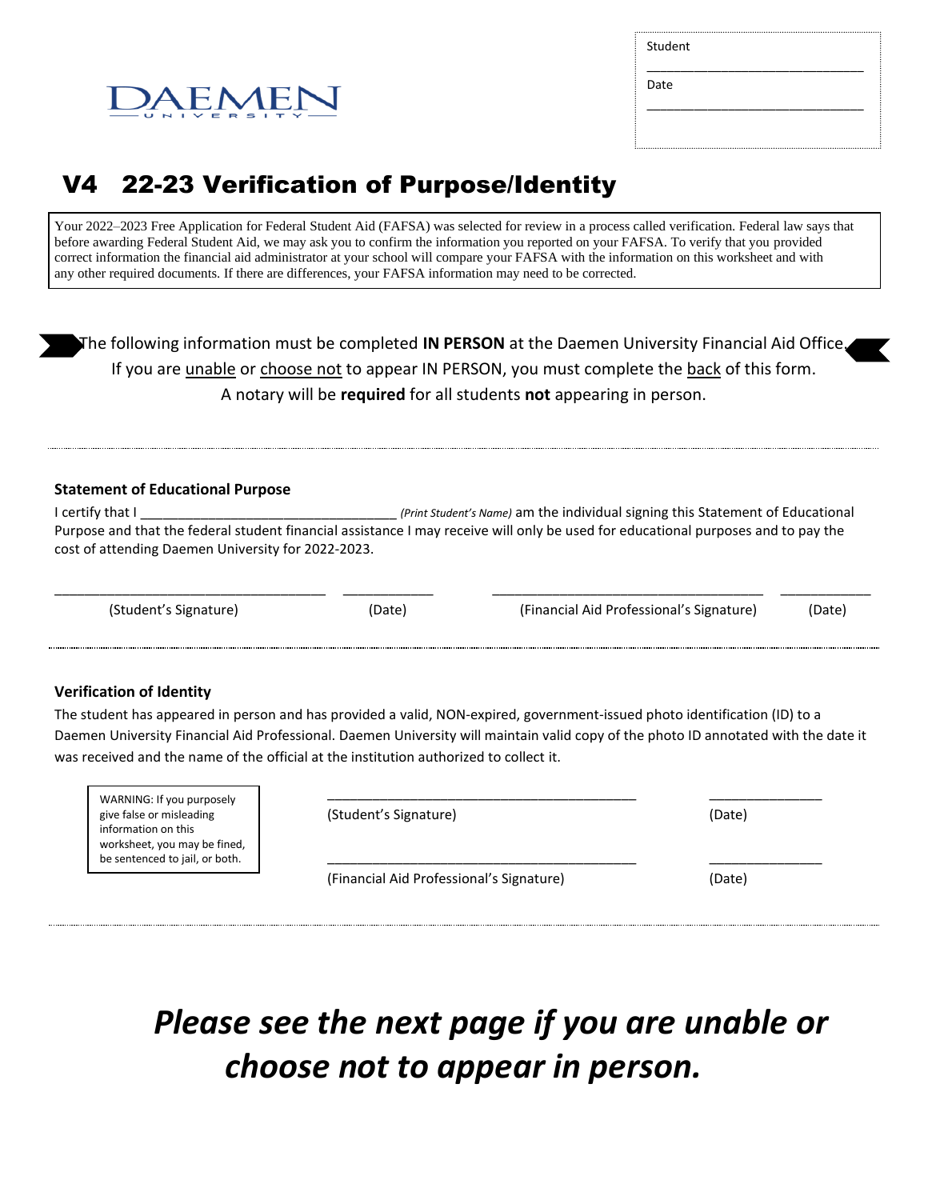DAEMEN UNIVERSITY

Student ______________________________

Date ______________________________

# V4 22-23 Verification of Purpose/Identity

Your 2022–2023 Free Application for Federal Student Aid (FAFSA) was selected for review in a process called verification. Federal law says that before awarding Federal Student Aid, we may ask you to confirm the information you reported on your FAFSA. To verify that you provided correct information the financial aid administrator at your school will compare your FAFSA with the information on this worksheet and with any other required documents. If there are differences, your FAFSA information may need to be corrected.

The following information must be completed **IN PERSON** at the Daemen University Financial Aid Office.
If you are unable or choose not to appear IN PERSON, you must complete the back of this form.
A notary will be **required** for all students **not** appearing in person.

### Statement of Educational Purpose

I certify that I _________________________________ *(Print Student's Name)* am the individual signing this Statement of Educational Purpose and that the federal student financial assistance I may receive will only be used for educational purposes and to pay the cost of attending Daemen University for 2022-2023.

___________________________________ (Student's Signature) ____________ (Date) ___________________________________ (Financial Aid Professional's Signature) ____________ (Date)

### Verification of Identity

The student has appeared in person and has provided a valid, NON-expired, government-issued photo identification (ID) to a Daemen University Financial Aid Professional. Daemen University will maintain valid copy of the photo ID annotated with the date it was received and the name of the official at the institution authorized to collect it.

WARNING: If you purposely give false or misleading information on this worksheet, you may be fined, be sentenced to jail, or both.

___________________________________________ (Student's Signature) _______________ (Date)

___________________________________________ (Financial Aid Professional's Signature) _______________ (Date)

***Please see the next page if you are unable or choose not to appear in person.***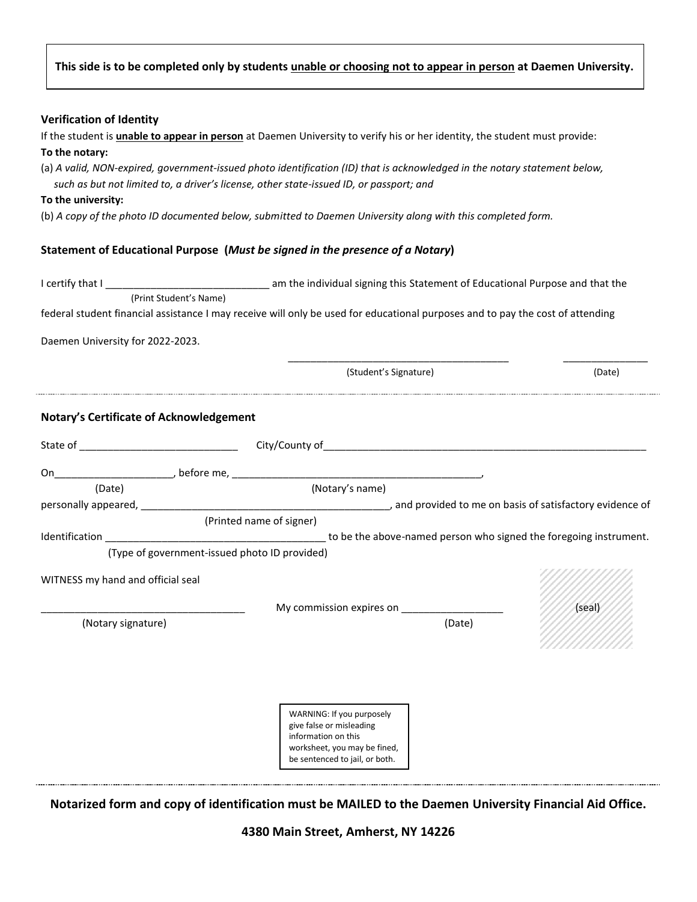**This side is to be completed only by students unable or choosing not to appear in person at Daemen University.**

## Verification of Identity

If the student is **unable to appear in person** at Daemen University to verify his or her identity, the student must provide:

**To the notary:**

(a) *A valid, NON-expired, government-issued photo identification (ID) that is acknowledged in the notary statement below, such as but not limited to, a driver's license, other state-issued ID, or passport; and*

**To the university:**

(b) *A copy of the photo ID documented below, submitted to Daemen University along with this completed form.*

## Statement of Educational Purpose (*Must be signed in the presence of a Notary*)

I certify that I _____________________________ am the individual signing this Statement of Educational Purpose and that the
(Print Student's Name)

federal student financial assistance I may receive will only be used for educational purposes and to pay the cost of attending

Daemen University for 2022-2023.

_______________________________________ (Student's Signature)

_______________ (Date)

## Notary's Certificate of Acknowledgement

State of ____________________________ City/County of __________________________________________________________

On____________________ (Date), before me, ____________________________________________ (Notary's name),

personally appeared, ___________________________________________ (Printed name of signer), and provided to me on basis of satisfactory evidence of

Identification ______________________________________ (Type of government-issued photo ID provided) to be the above-named person who signed the foregoing instrument.

WITNESS my hand and official seal

___________________________________ (Notary signature)

My commission expires on _________________ (Date)

(seal)

WARNING: If you purposely give false or misleading information on this worksheet, you may be fined, be sentenced to jail, or both.

**Notarized form and copy of identification must be MAILED to the Daemen University Financial Aid Office.**

**4380 Main Street, Amherst, NY 14226**